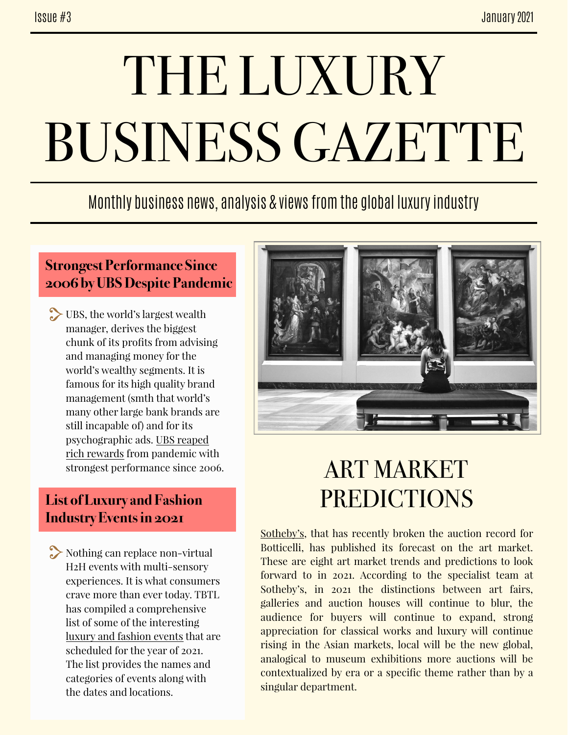Issue #3

January 2021

# THE LUXURY BUSINESS GAZETTE

Monthly business news, analysis & views from the global luxury industry

## Strongest Performance Since 2006 by UBS Despite Pandemic

UBS, the world's largest wealth manager, derives the biggest chunk of its profits from advising and managing money for the world's wealthy segments. It is famous for its high quality brand management (smth that world's many other large bank brands are still incapable of) and for its psychographic ads. UBS reaped rich rewards from pandemic with strongest performance since 2006.

## List of Luxury and Fashion Industry Events in 2021

Nothing can replace non-virtual H2H events with multi-sensory experiences. It is what consumers crave more than ever today. TBTL has compiled a comprehensive list of some of the interesting luxury and fashion events that are scheduled for the year of 2021. The list provides the names and categories of events along with the dates and locations.

## ART MARKET PREDICTIONS

Sotheby's, that has recently broken the auction record for Botticelli, has published its forecast on the art market. These are eight art market trends and predictions to look forward to in 2021. According to the specialist team at Sotheby's, in 2021 the distinctions between art fairs, galleries and auction houses will continue to blur, the audience for buyers will continue to expand, strong appreciation for classical works and luxury will continue rising in the Asian markets, local will be the new global, analogical to museum exhibitions more auctions will be contextualized by era or a specific theme rather than by a singular department.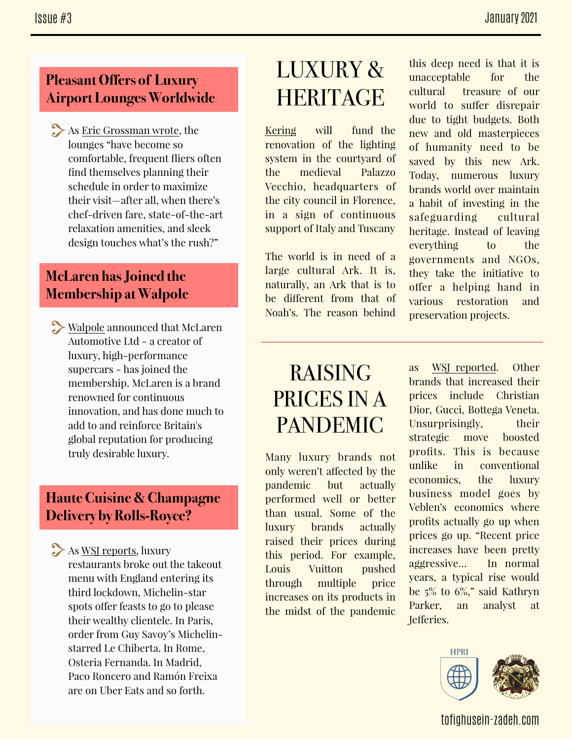## Pleasant Offers of Luxury Airport Lounges Worldwide

- As Eric Grossman wrote, the lounges "have become so comfortable, frequent fliers often find themselves planning their schedule in order to maximize their visit—after all, when there's chef-driven fare, state-of-the-art relaxation amenities, and sleek design touches what's the rush?"

## McLaren has Joined the Membership at Walpole

- Walpole announced that McLaren Automotive Ltd - a creator of luxury, high-performance supercars - has joined the membership. McLaren is a brand renowned for continuous innovation, and has done much to add to and reinforce Britain's global reputation for producing truly desirable luxury.

## Haute Cuisine & Champagne Delivery by Rolls-Royce?

- As WSJ reports, luxury restaurants broke out the takeout menu with England entering its third lockdown, Michelin-star spots offer feasts to go to please their wealthy clientele. In Paris, order from Guy Savoy's Michelin-starred Le Chiberta. In Rome, Osteria Fernanda. In Madrid, Paco Roncero and Ramón Freixa are on Uber Eats and so forth.

# LUXURY & HERITAGE

Kering will fund the renovation of the lighting system in the courtyard of the medieval Palazzo Vecchio, headquarters of the city council in Florence, in a sign of continuous support of Italy and Tuscany

The world is in need of a large cultural Ark. It is, naturally, an Ark that is to be different from that of Noah's. The reason behind this deep need is that it is unacceptable for the cultural treasure of our world to suffer disrepair due to tight budgets. Both new and old masterpieces of humanity need to be saved by this new Ark. Today, numerous luxury brands world over maintain a habit of investing in the safeguarding cultural heritage. Instead of leaving everything to the governments and NGOs, they take the initiative to offer a helping hand in various restoration and preservation projects.

# RAISING PRICES IN A PANDEMIC

Many luxury brands not only weren't affected by the pandemic but actually performed well or better than usual. Some of the luxury brands actually raised their prices during this period. For example, Louis Vuitton pushed through multiple price increases on its products in the midst of the pandemic as WSJ reported. Other brands that increased their prices include Christian Dior, Gucci, Bottega Veneta. Unsurprisingly, their strategic move boosted profits. This is because unlike in conventional economics, the luxury business model goes by Veblen's economics where profits actually go up when prices go up. "Recent price increases have been pretty aggressive… In normal years, a typical rise would be 5% to 6%," said Kathryn Parker, an analyst at Jefferies.

HPRI

tofighusein-zadeh.com